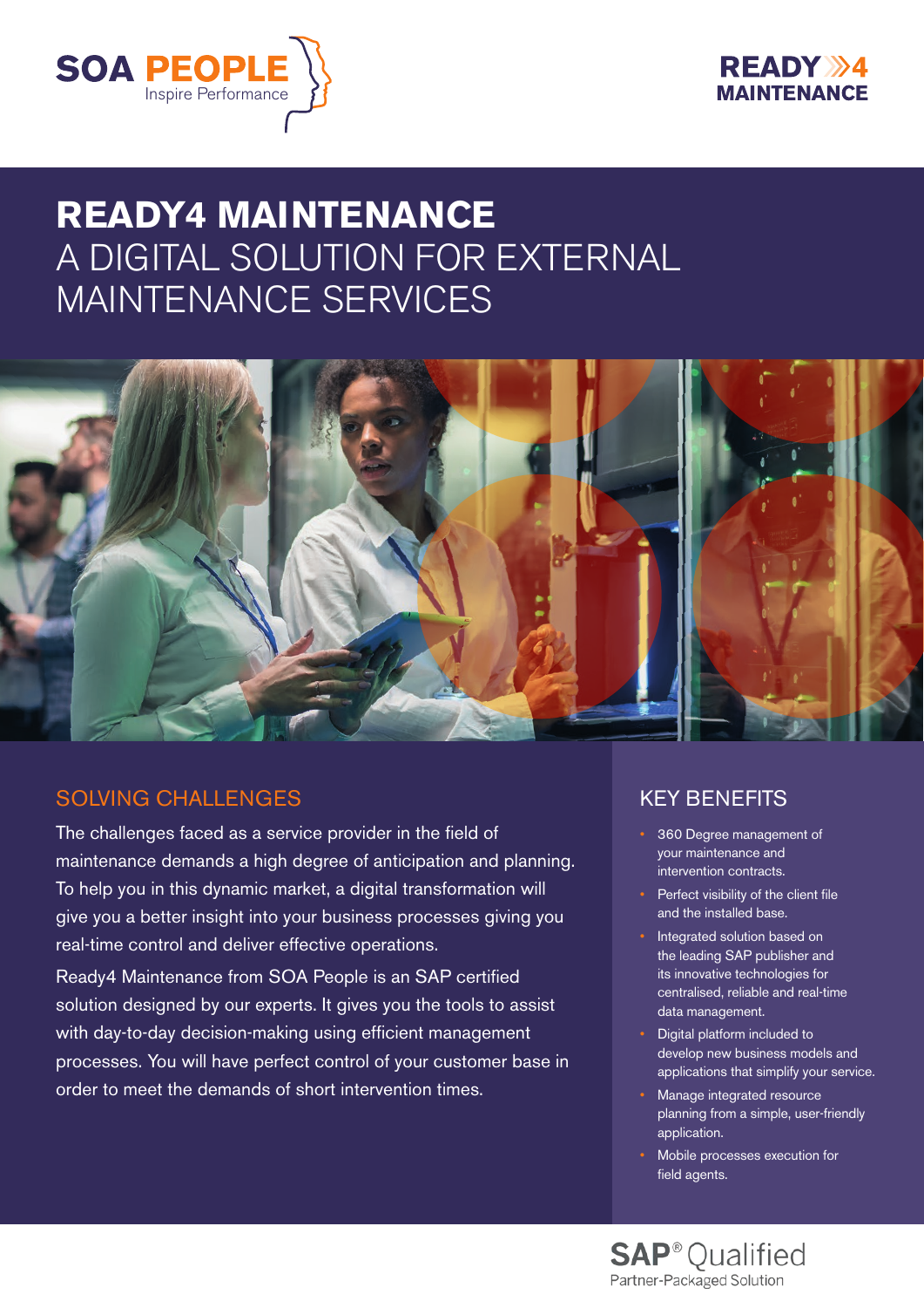SOA PEOPLE
Inspire Performance

READY4
MAINTENANCE

# READY4 MAINTENANCE
# A DIGITAL SOLUTION FOR EXTERNAL MAINTENANCE SERVICES

## SOLVING CHALLENGES

The challenges faced as a service provider in the field of maintenance demands a high degree of anticipation and planning. To help you in this dynamic market, a digital transformation will give you a better insight into your business processes giving you real-time control and deliver effective operations.

Ready4 Maintenance from SOA People is an SAP certified solution designed by our experts. It gives you the tools to assist with day-to-day decision-making using efficient management processes. You will have perfect control of your customer base in order to meet the demands of short intervention times.

## KEY BENEFITS

- 360 Degree management of your maintenance and intervention contracts.
- Perfect visibility of the client file and the installed base.
- Integrated solution based on the leading SAP publisher and its innovative technologies for centralised, reliable and real-time data management.
- Digital platform included to develop new business models and applications that simplify your service.
- Manage integrated resource planning from a simple, user-friendly application.
- Mobile processes execution for field agents.

SAP® Qualified
Partner-Packaged Solution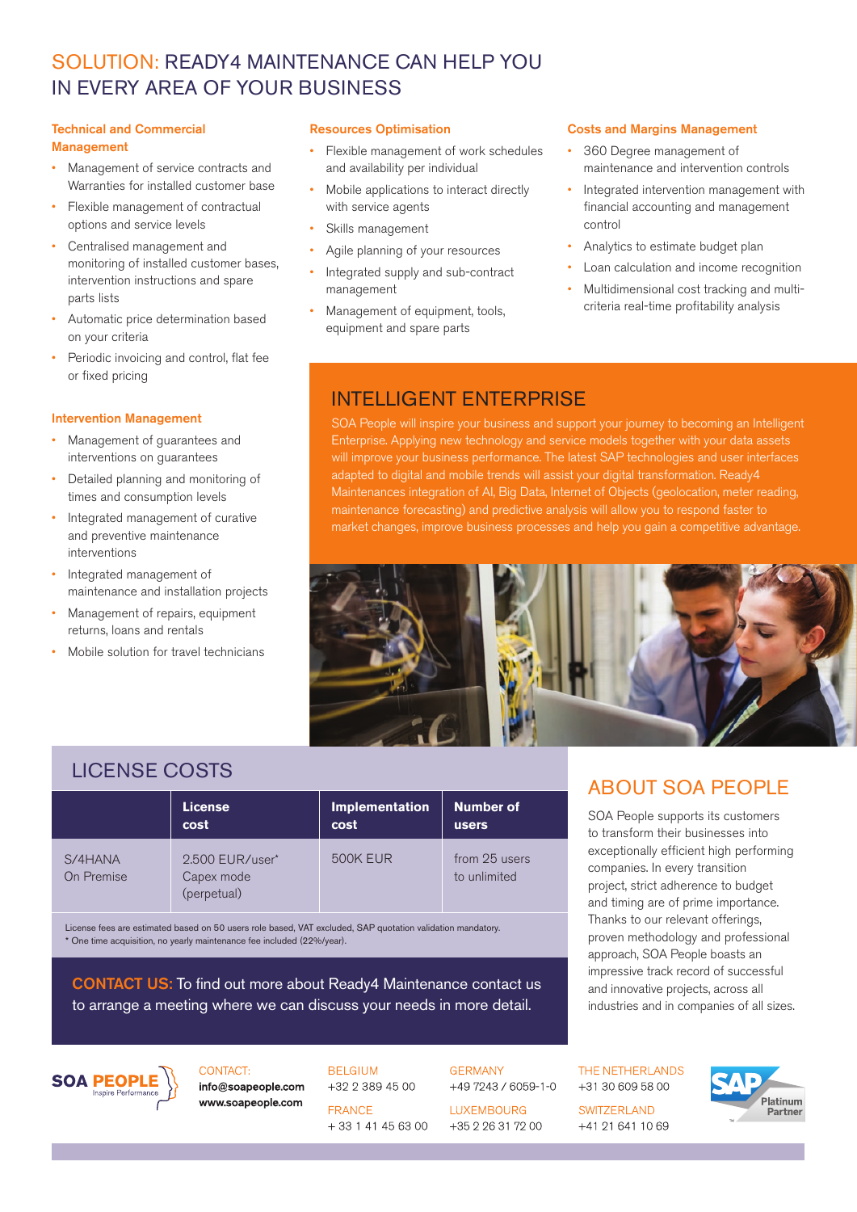# SOLUTION: READY4 MAINTENANCE CAN HELP YOU IN EVERY AREA OF YOUR BUSINESS

### Technical and Commercial Management

- Management of service contracts and Warranties for installed customer base
- Flexible management of contractual options and service levels
- Centralised management and monitoring of installed customer bases, intervention instructions and spare parts lists
- Automatic price determination based on your criteria
- Periodic invoicing and control, flat fee or fixed pricing

### Intervention Management

- Management of guarantees and interventions on guarantees
- Detailed planning and monitoring of times and consumption levels
- Integrated management of curative and preventive maintenance interventions
- Integrated management of maintenance and installation projects
- Management of repairs, equipment returns, loans and rentals
- Mobile solution for travel technicians

### Resources Optimisation

- Flexible management of work schedules and availability per individual
- Mobile applications to interact directly with service agents
- Skills management
- Agile planning of your resources
- Integrated supply and sub-contract management
- Management of equipment, tools, equipment and spare parts

### Costs and Margins Management

- 360 Degree management of maintenance and intervention controls
- Integrated intervention management with financial accounting and management control
- Analytics to estimate budget plan
- Loan calculation and income recognition
- Multidimensional cost tracking and multi-criteria real-time profitability analysis

## INTELLIGENT ENTERPRISE

SOA People will inspire your business and support your journey to becoming an Intelligent Enterprise. Applying new technology and service models together with your data assets will improve your business performance. The latest SAP technologies and user interfaces adapted to digital and mobile trends will assist your digital transformation. Ready4 Maintenances integration of AI, Big Data, Internet of Objects (geolocation, meter reading, maintenance forecasting) and predictive analysis will allow you to respond faster to market changes, improve business processes and help you gain a competitive advantage.

## LICENSE COSTS

| | License cost | Implementation cost | Number of users |
|---|---|---|---|
| S/4HANA On Premise | 2.500 EUR/user* Capex mode (perpetual) | 500K EUR | from 25 users to unlimited |

License fees are estimated based on 50 users role based, VAT excluded, SAP quotation validation mandatory.
* One time acquisition, no yearly maintenance fee included (22%/year).

**CONTACT US:** To find out more about Ready4 Maintenance contact us to arrange a meeting where we can discuss your needs in more detail.

## ABOUT SOA PEOPLE

SOA People supports its customers to transform their businesses into exceptionally efficient high performing companies. In every transition project, strict adherence to budget and timing are of prime importance. Thanks to our relevant offerings, proven methodology and professional approach, SOA People boasts an impressive track record of successful and innovative projects, across all industries and in companies of all sizes.

SOA PEOPLE Inspire Performance

CONTACT:
**info@soapeople.com**
**www.soapeople.com**

BELGIUM
+32 2 389 45 00

FRANCE
+ 33 1 41 45 63 00

GERMANY
+49 7243 / 6059-1-0

LUXEMBOURG
+35 2 26 31 72 00

THE NETHERLANDS
+31 30 609 58 00

SWITZERLAND
+41 21 641 10 69

SAP Platinum Partner